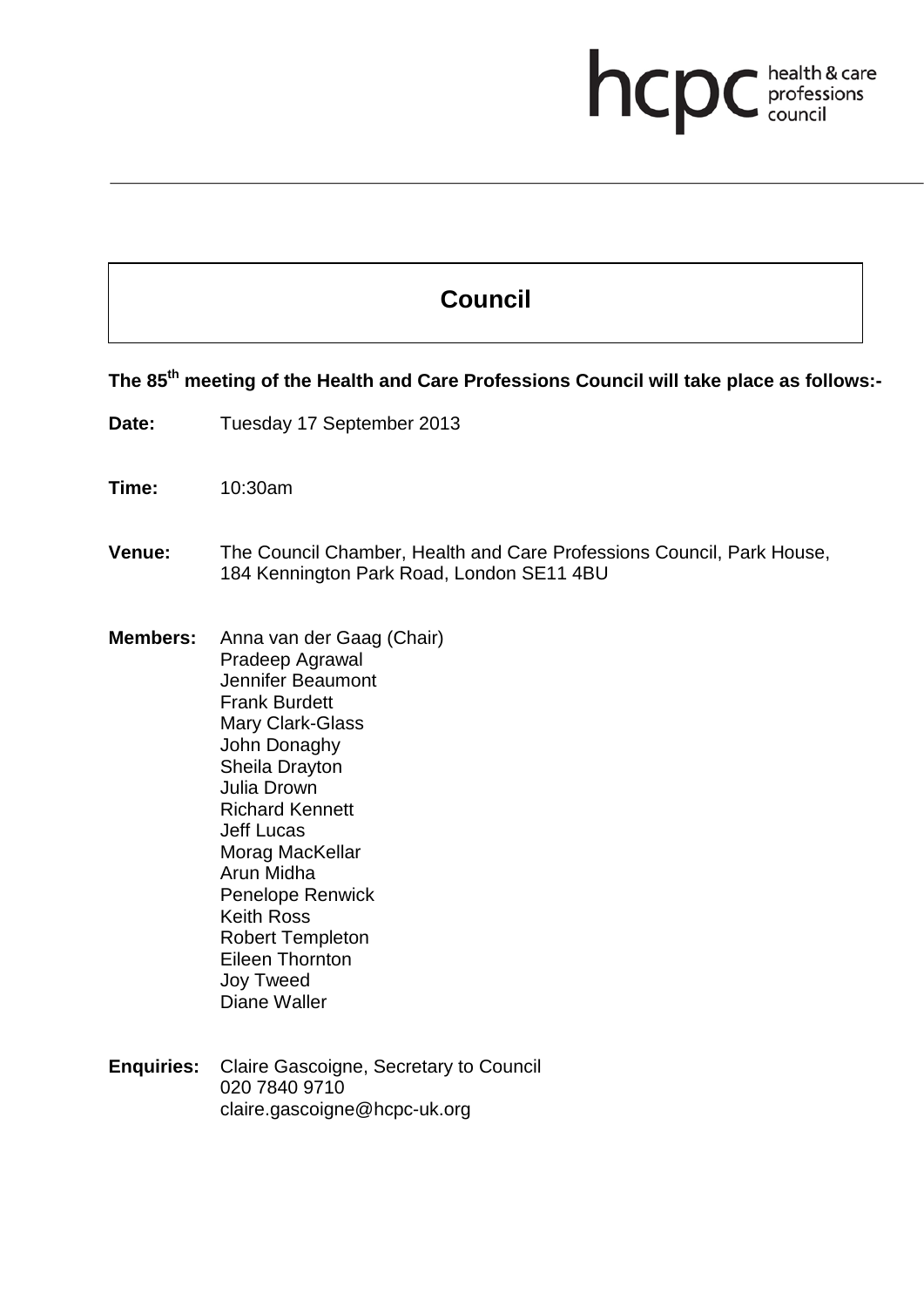hcpc health & care professions council

# Council

**The 85th meeting of the Health and Care Professions Council will take place as follows:-**

**Date:** Tuesday 17 September 2013

**Time:** 10:30am

**Venue:** The Council Chamber, Health and Care Professions Council, Park House, 184 Kennington Park Road, London SE11 4BU

**Members:** Anna van der Gaag (Chair)
Pradeep Agrawal
Jennifer Beaumont
Frank Burdett
Mary Clark-Glass
John Donaghy
Sheila Drayton
Julia Drown
Richard Kennett
Jeff Lucas
Morag MacKellar
Arun Midha
Penelope Renwick
Keith Ross
Robert Templeton
Eileen Thornton
Joy Tweed
Diane Waller

**Enquiries:** Claire Gascoigne, Secretary to Council
020 7840 9710
claire.gascoigne@hcpc-uk.org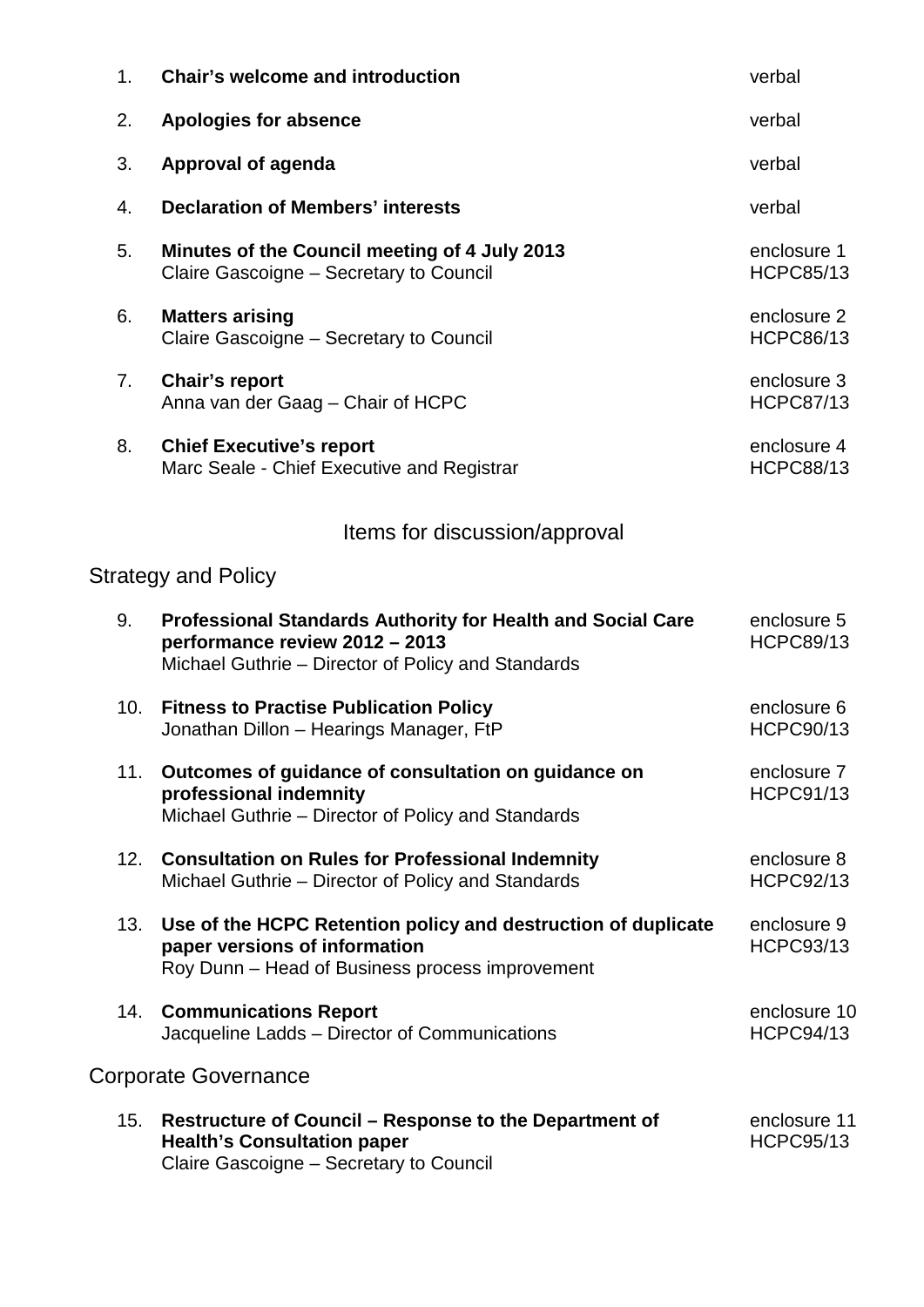| | | |
|---|---|---|
| 1. | **Chair's welcome and introduction** | verbal |
| 2. | **Apologies for absence** | verbal |
| 3. | **Approval of agenda** | verbal |
| 4. | **Declaration of Members' interests** | verbal |
| 5. | **Minutes of the Council meeting of 4 July 2013**<br>Claire Gascoigne – Secretary to Council | enclosure 1<br>HCPC85/13 |
| 6. | **Matters arising**<br>Claire Gascoigne – Secretary to Council | enclosure 2<br>HCPC86/13 |
| 7. | **Chair's report**<br>Anna van der Gaag – Chair of HCPC | enclosure 3<br>HCPC87/13 |
| 8. | **Chief Executive's report**<br>Marc Seale - Chief Executive and Registrar | enclosure 4<br>HCPC88/13 |

## Items for discussion/approval

### Strategy and Policy

| | | |
|---|---|---|
| 9. | **Professional Standards Authority for Health and Social Care performance review 2012 – 2013**<br>Michael Guthrie – Director of Policy and Standards | enclosure 5<br>HCPC89/13 |
| 10. | **Fitness to Practise Publication Policy**<br>Jonathan Dillon – Hearings Manager, FtP | enclosure 6<br>HCPC90/13 |
| 11. | **Outcomes of guidance of consultation on guidance on professional indemnity**<br>Michael Guthrie – Director of Policy and Standards | enclosure 7<br>HCPC91/13 |
| 12. | **Consultation on Rules for Professional Indemnity**<br>Michael Guthrie – Director of Policy and Standards | enclosure 8<br>HCPC92/13 |
| 13. | **Use of the HCPC Retention policy and destruction of duplicate paper versions of information**<br>Roy Dunn – Head of Business process improvement | enclosure 9<br>HCPC93/13 |
| 14. | **Communications Report**<br>Jacqueline Ladds – Director of Communications | enclosure 10<br>HCPC94/13 |

### Corporate Governance

| | | |
|---|---|---|
| 15. | **Restructure of Council – Response to the Department of Health's Consultation paper**<br>Claire Gascoigne – Secretary to Council | enclosure 11<br>HCPC95/13 |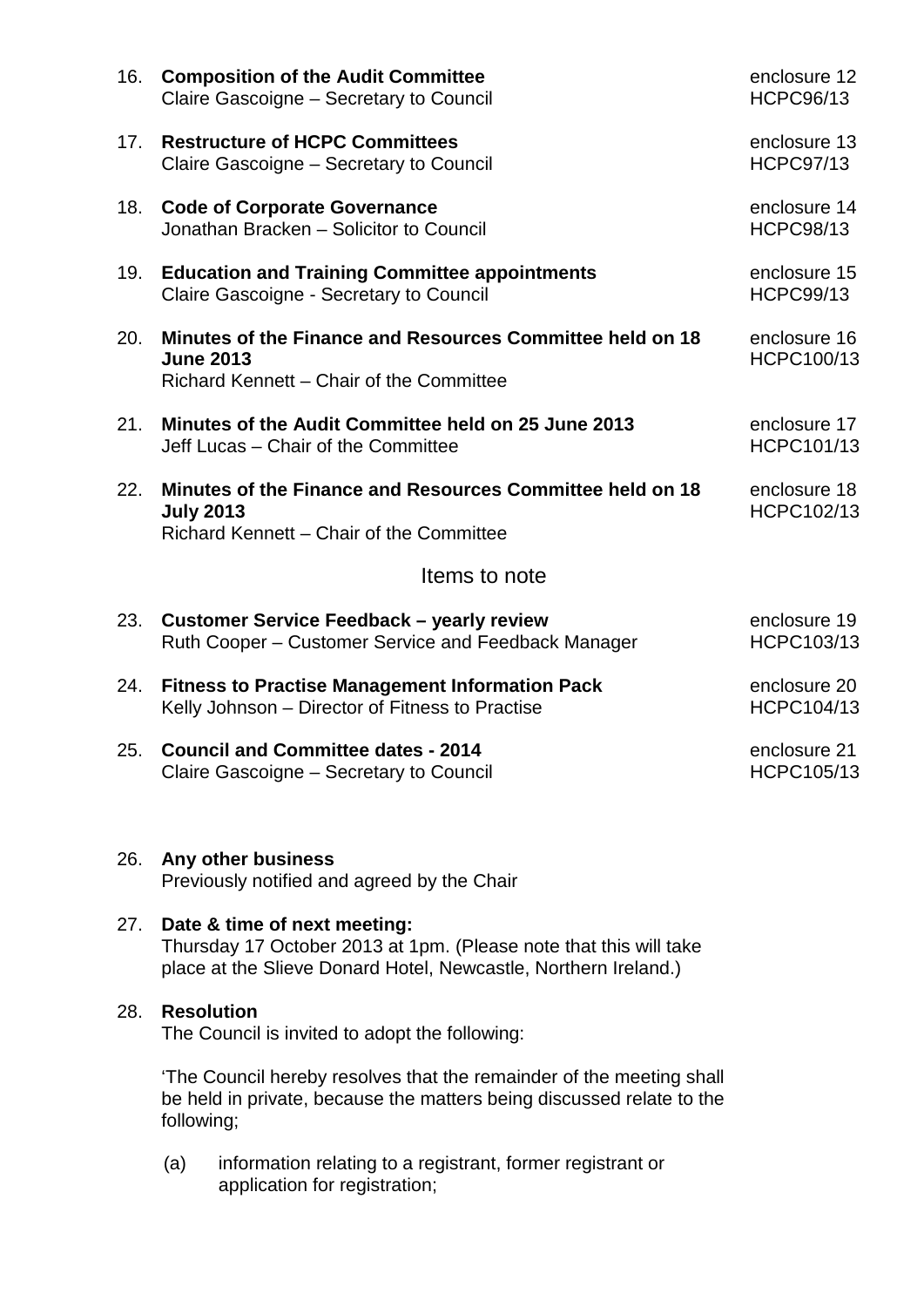16. **Composition of the Audit Committee** — enclosure 12, HCPC96/13
    Claire Gascoigne – Secretary to Council

17. **Restructure of HCPC Committees** — enclosure 13, HCPC97/13
    Claire Gascoigne – Secretary to Council

18. **Code of Corporate Governance** — enclosure 14, HCPC98/13
    Jonathan Bracken – Solicitor to Council

19. **Education and Training Committee appointments** — enclosure 15, HCPC99/13
    Claire Gascoigne - Secretary to Council

20. **Minutes of the Finance and Resources Committee held on 18 June 2013** — enclosure 16, HCPC100/13
    Richard Kennett – Chair of the Committee

21. **Minutes of the Audit Committee held on 25 June 2013** — enclosure 17, HCPC101/13
    Jeff Lucas – Chair of the Committee

22. **Minutes of the Finance and Resources Committee held on 18 July 2013** — enclosure 18, HCPC102/13
    Richard Kennett – Chair of the Committee

## Items to note

23. **Customer Service Feedback – yearly review** — enclosure 19, HCPC103/13
    Ruth Cooper – Customer Service and Feedback Manager

24. **Fitness to Practise Management Information Pack** — enclosure 20, HCPC104/13
    Kelly Johnson – Director of Fitness to Practise

25. **Council and Committee dates - 2014** — enclosure 21, HCPC105/13
    Claire Gascoigne – Secretary to Council

26. **Any other business**
    Previously notified and agreed by the Chair

27. **Date & time of next meeting:**
    Thursday 17 October 2013 at 1pm. (Please note that this will take place at the Slieve Donard Hotel, Newcastle, Northern Ireland.)

28. **Resolution**
    The Council is invited to adopt the following:

    'The Council hereby resolves that the remainder of the meeting shall be held in private, because the matters being discussed relate to the following;

    (a) information relating to a registrant, former registrant or application for registration;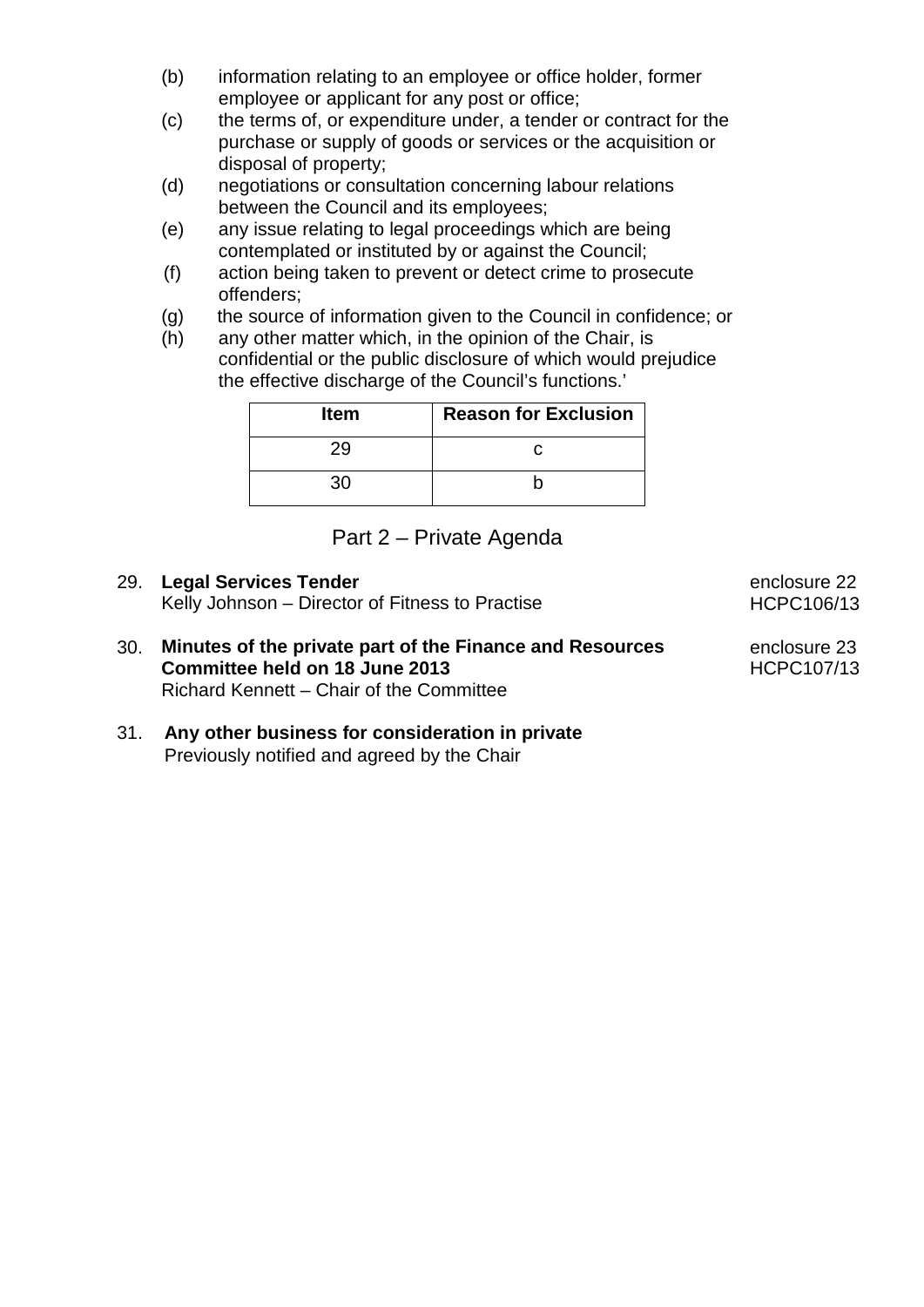(b) information relating to an employee or office holder, former employee or applicant for any post or office;

(c) the terms of, or expenditure under, a tender or contract for the purchase or supply of goods or services or the acquisition or disposal of property;

(d) negotiations or consultation concerning labour relations between the Council and its employees;

(e) any issue relating to legal proceedings which are being contemplated or instituted by or against the Council;

(f) action being taken to prevent or detect crime to prosecute offenders;

(g) the source of information given to the Council in confidence; or

(h) any other matter which, in the opinion of the Chair, is confidential or the public disclosure of which would prejudice the effective discharge of the Council's functions.'

| Item | Reason for Exclusion |
|---|---|
| 29 | c |
| 30 | b |

## Part 2 – Private Agenda

29. **Legal Services Tender** — enclosure 22, HCPC106/13
    Kelly Johnson – Director of Fitness to Practise

30. **Minutes of the private part of the Finance and Resources Committee held on 18 June 2013** — enclosure 23, HCPC107/13
    Richard Kennett – Chair of the Committee

31. **Any other business for consideration in private**
    Previously notified and agreed by the Chair